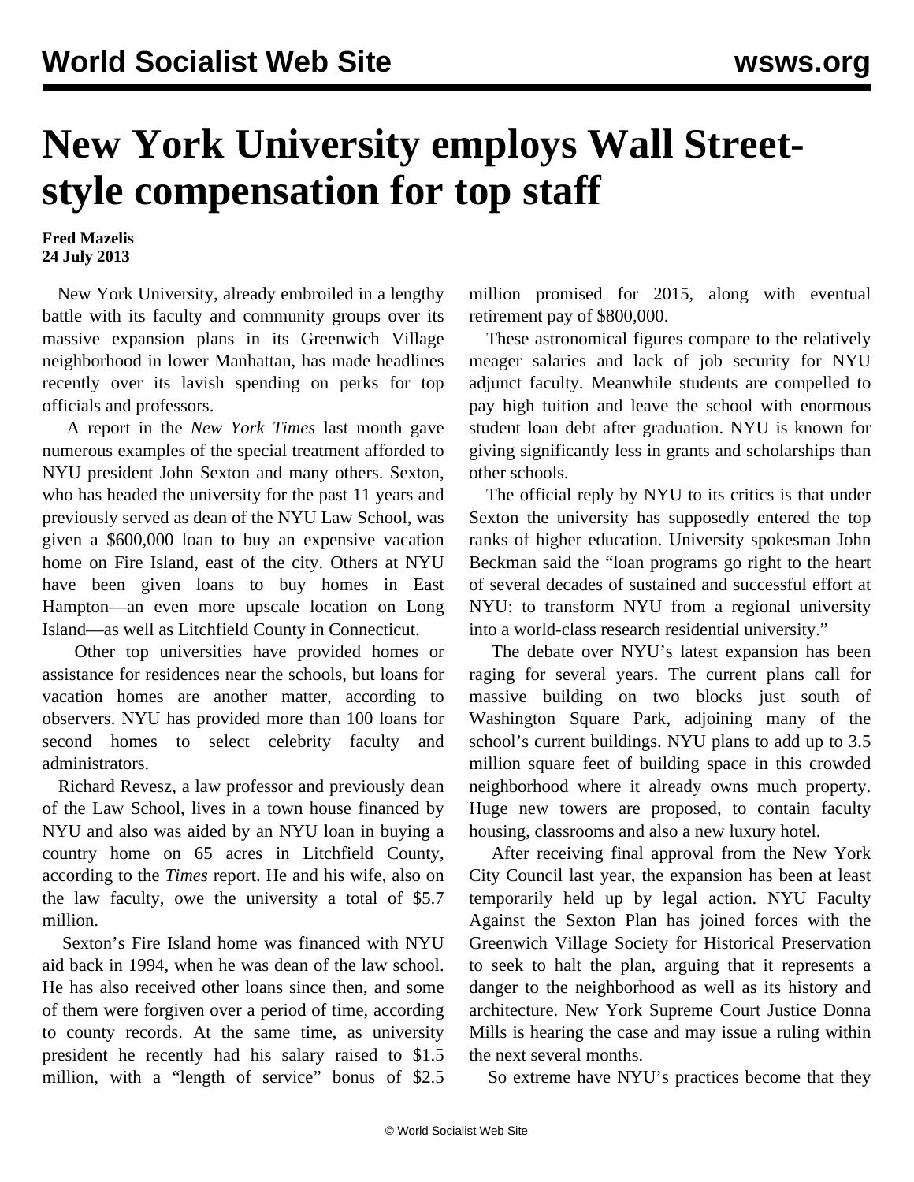# New York University employs Wall Street-style compensation for top staff

**Fred Mazelis**
**24 July 2013**

New York University, already embroiled in a lengthy battle with its faculty and community groups over its massive expansion plans in its Greenwich Village neighborhood in lower Manhattan, has made headlines recently over its lavish spending on perks for top officials and professors.

A report in the *New York Times* last month gave numerous examples of the special treatment afforded to NYU president John Sexton and many others. Sexton, who has headed the university for the past 11 years and previously served as dean of the NYU Law School, was given a $600,000 loan to buy an expensive vacation home on Fire Island, east of the city. Others at NYU have been given loans to buy homes in East Hampton—an even more upscale location on Long Island—as well as Litchfield County in Connecticut.

Other top universities have provided homes or assistance for residences near the schools, but loans for vacation homes are another matter, according to observers. NYU has provided more than 100 loans for second homes to select celebrity faculty and administrators.

Richard Revesz, a law professor and previously dean of the Law School, lives in a town house financed by NYU and also was aided by an NYU loan in buying a country home on 65 acres in Litchfield County, according to the *Times* report. He and his wife, also on the law faculty, owe the university a total of $5.7 million.

Sexton's Fire Island home was financed with NYU aid back in 1994, when he was dean of the law school. He has also received other loans since then, and some of them were forgiven over a period of time, according to county records. At the same time, as university president he recently had his salary raised to $1.5 million, with a "length of service" bonus of $2.5 million promised for 2015, along with eventual retirement pay of $800,000.

These astronomical figures compare to the relatively meager salaries and lack of job security for NYU adjunct faculty. Meanwhile students are compelled to pay high tuition and leave the school with enormous student loan debt after graduation. NYU is known for giving significantly less in grants and scholarships than other schools.

The official reply by NYU to its critics is that under Sexton the university has supposedly entered the top ranks of higher education. University spokesman John Beckman said the "loan programs go right to the heart of several decades of sustained and successful effort at NYU: to transform NYU from a regional university into a world-class research residential university."

The debate over NYU's latest expansion has been raging for several years. The current plans call for massive building on two blocks just south of Washington Square Park, adjoining many of the school's current buildings. NYU plans to add up to 3.5 million square feet of building space in this crowded neighborhood where it already owns much property. Huge new towers are proposed, to contain faculty housing, classrooms and also a new luxury hotel.

After receiving final approval from the New York City Council last year, the expansion has been at least temporarily held up by legal action. NYU Faculty Against the Sexton Plan has joined forces with the Greenwich Village Society for Historical Preservation to seek to halt the plan, arguing that it represents a danger to the neighborhood as well as its history and architecture. New York Supreme Court Justice Donna Mills is hearing the case and may issue a ruling within the next several months.

So extreme have NYU's practices become that they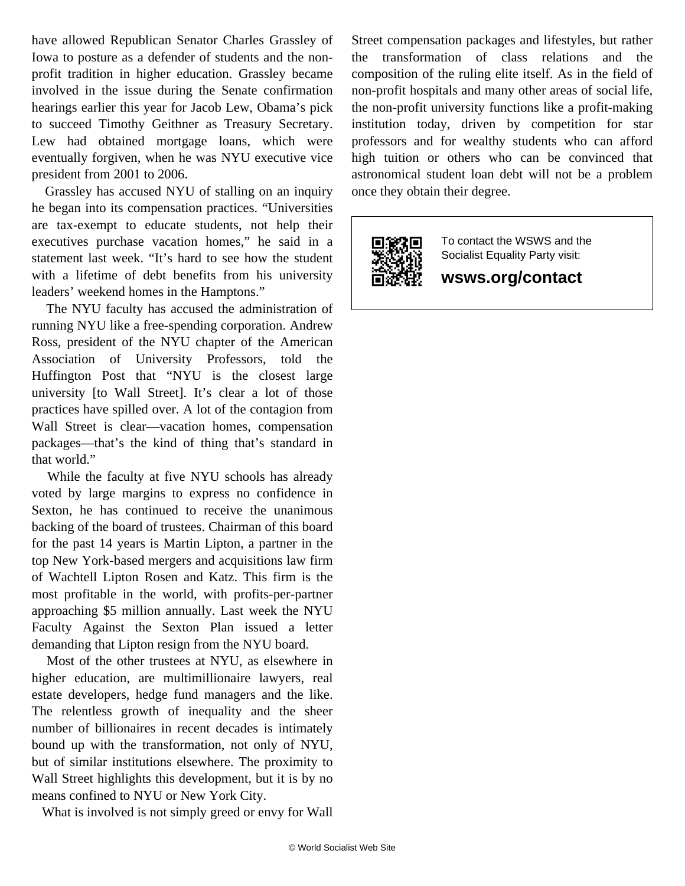have allowed Republican Senator Charles Grassley of Iowa to posture as a defender of students and the non-profit tradition in higher education. Grassley became involved in the issue during the Senate confirmation hearings earlier this year for Jacob Lew, Obama's pick to succeed Timothy Geithner as Treasury Secretary. Lew had obtained mortgage loans, which were eventually forgiven, when he was NYU executive vice president from 2001 to 2006.

Grassley has accused NYU of stalling on an inquiry he began into its compensation practices. "Universities are tax-exempt to educate students, not help their executives purchase vacation homes," he said in a statement last week. "It's hard to see how the student with a lifetime of debt benefits from his university leaders' weekend homes in the Hamptons."

The NYU faculty has accused the administration of running NYU like a free-spending corporation. Andrew Ross, president of the NYU chapter of the American Association of University Professors, told the Huffington Post that "NYU is the closest large university [to Wall Street]. It's clear a lot of those practices have spilled over. A lot of the contagion from Wall Street is clear—vacation homes, compensation packages—that's the kind of thing that's standard in that world."

While the faculty at five NYU schools has already voted by large margins to express no confidence in Sexton, he has continued to receive the unanimous backing of the board of trustees. Chairman of this board for the past 14 years is Martin Lipton, a partner in the top New York-based mergers and acquisitions law firm of Wachtell Lipton Rosen and Katz. This firm is the most profitable in the world, with profits-per-partner approaching $5 million annually. Last week the NYU Faculty Against the Sexton Plan issued a letter demanding that Lipton resign from the NYU board.

Most of the other trustees at NYU, as elsewhere in higher education, are multimillionaire lawyers, real estate developers, hedge fund managers and the like. The relentless growth of inequality and the sheer number of billionaires in recent decades is intimately bound up with the transformation, not only of NYU, but of similar institutions elsewhere. The proximity to Wall Street highlights this development, but it is by no means confined to NYU or New York City.

What is involved is not simply greed or envy for Wall Street compensation packages and lifestyles, but rather the transformation of class relations and the composition of the ruling elite itself. As in the field of non-profit hospitals and many other areas of social life, the non-profit university functions like a profit-making institution today, driven by competition for star professors and for wealthy students who can afford high tuition or others who can be convinced that astronomical student loan debt will not be a problem once they obtain their degree.

To contact the WSWS and the Socialist Equality Party visit:

**wsws.org/contact**